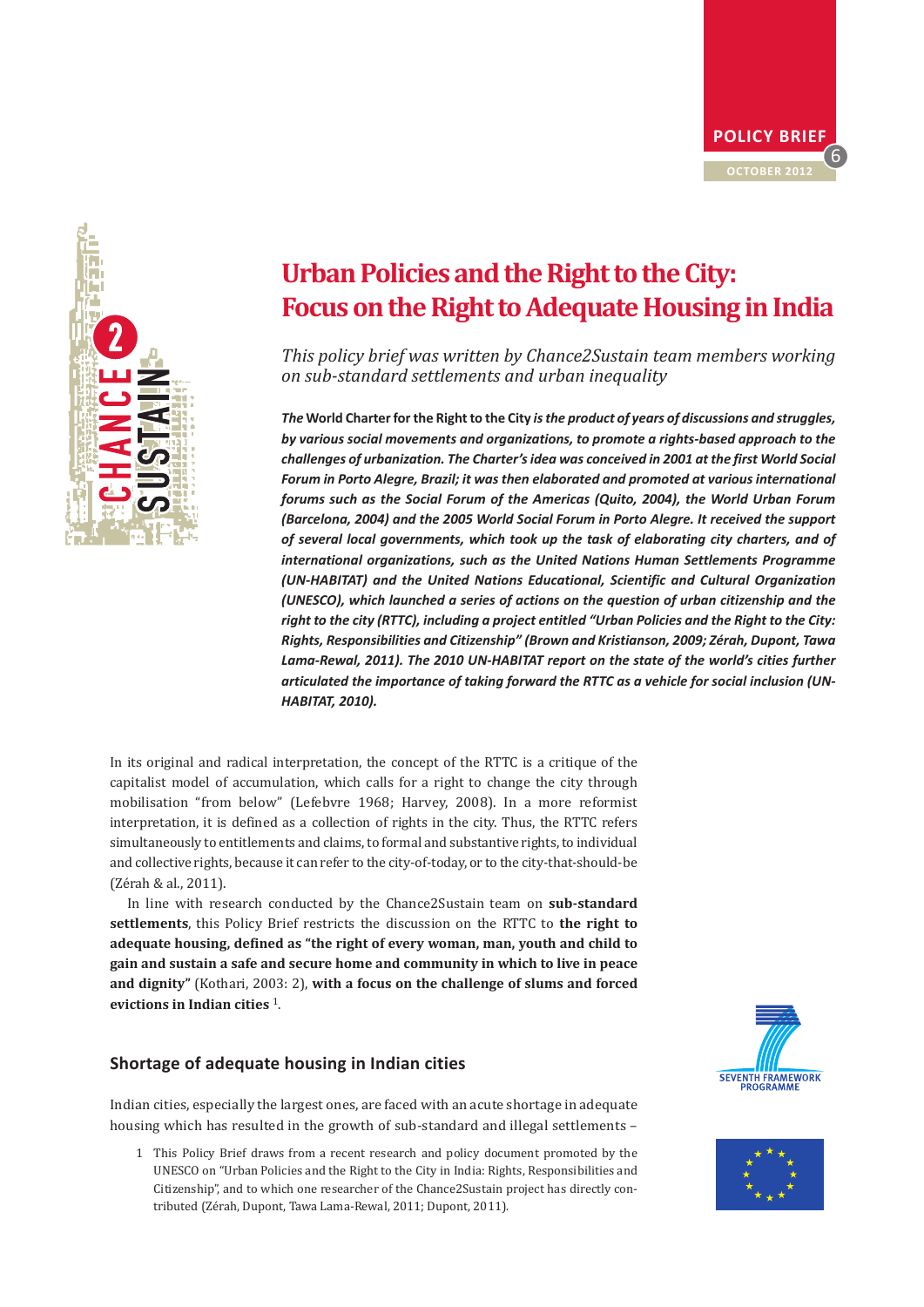POLICY BRIEF 6

OCTOBER 2012

# Urban Policies and the Right to the City: Focus on the Right to Adequate Housing in India

*This policy brief was written by Chance2Sustain team members working on sub-standard settlements and urban inequality*

***The* World Charter for the Right to the City *is the product of years of discussions and struggles, by various social movements and organizations, to promote a rights-based approach to the challenges of urbanization. The Charter's idea was conceived in 2001 at the first World Social Forum in Porto Alegre, Brazil; it was then elaborated and promoted at various international forums such as the Social Forum of the Americas (Quito, 2004), the World Urban Forum (Barcelona, 2004) and the 2005 World Social Forum in Porto Alegre. It received the support of several local governments, which took up the task of elaborating city charters, and of international organizations, such as the United Nations Human Settlements Programme (UN-HABITAT) and the United Nations Educational, Scientific and Cultural Organization (UNESCO), which launched a series of actions on the question of urban citizenship and the right to the city (RTTC), including a project entitled "Urban Policies and the Right to the City: Rights, Responsibilities and Citizenship" (Brown and Kristianson, 2009; Zérah, Dupont, Tawa Lama-Rewal, 2011). The 2010 UN-HABITAT report on the state of the world's cities further articulated the importance of taking forward the RTTC as a vehicle for social inclusion (UN-HABITAT, 2010).***

In its original and radical interpretation, the concept of the RTTC is a critique of the capitalist model of accumulation, which calls for a right to change the city through mobilisation "from below" (Lefebvre 1968; Harvey, 2008). In a more reformist interpretation, it is defined as a collection of rights in the city. Thus, the RTTC refers simultaneously to entitlements and claims, to formal and substantive rights, to individual and collective rights, because it can refer to the city-of-today, or to the city-that-should-be (Zérah & al., 2011).

In line with research conducted by the Chance2Sustain team on **sub-standard settlements**, this Policy Brief restricts the discussion on the RTTC to **the right to adequate housing, defined as "the right of every woman, man, youth and child to gain and sustain a safe and secure home and community in which to live in peace and dignity"** (Kothari, 2003: 2), **with a focus on the challenge of slums and forced evictions in Indian cities** [1].

## Shortage of adequate housing in Indian cities

Indian cities, especially the largest ones, are faced with an acute shortage in adequate housing which has resulted in the growth of sub-standard and illegal settlements –

1 This Policy Brief draws from a recent research and policy document promoted by the UNESCO on "Urban Policies and the Right to the City in India: Rights, Responsibilities and Citizenship", and to which one researcher of the Chance2Sustain project has directly contributed (Zérah, Dupont, Tawa Lama-Rewal, 2011; Dupont, 2011).

SEVENTH FRAMEWORK PROGRAMME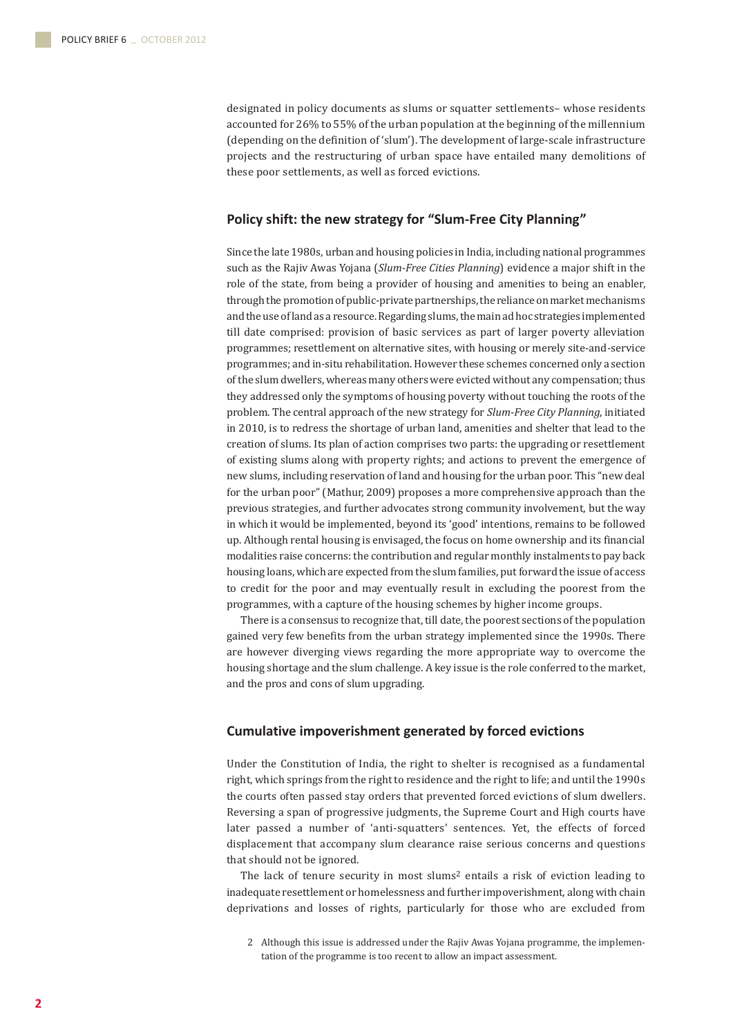designated in policy documents as slums or squatter settlements– whose residents accounted for 26% to 55% of the urban population at the beginning of the millennium (depending on the definition of 'slum'). The development of large-scale infrastructure projects and the restructuring of urban space have entailed many demolitions of these poor settlements, as well as forced evictions.

## Policy shift: the new strategy for "Slum-Free City Planning"

Since the late 1980s, urban and housing policies in India, including national programmes such as the Rajiv Awas Yojana (*Slum-Free Cities Planning*) evidence a major shift in the role of the state, from being a provider of housing and amenities to being an enabler, through the promotion of public-private partnerships, the reliance on market mechanisms and the use of land as a resource. Regarding slums, the main ad hoc strategies implemented till date comprised: provision of basic services as part of larger poverty alleviation programmes; resettlement on alternative sites, with housing or merely site-and-service programmes; and in-situ rehabilitation. However these schemes concerned only a section of the slum dwellers, whereas many others were evicted without any compensation; thus they addressed only the symptoms of housing poverty without touching the roots of the problem. The central approach of the new strategy for *Slum-Free City Planning*, initiated in 2010, is to redress the shortage of urban land, amenities and shelter that lead to the creation of slums. Its plan of action comprises two parts: the upgrading or resettlement of existing slums along with property rights; and actions to prevent the emergence of new slums, including reservation of land and housing for the urban poor. This "new deal for the urban poor" (Mathur, 2009) proposes a more comprehensive approach than the previous strategies, and further advocates strong community involvement, but the way in which it would be implemented, beyond its 'good' intentions, remains to be followed up. Although rental housing is envisaged, the focus on home ownership and its financial modalities raise concerns: the contribution and regular monthly instalments to pay back housing loans, which are expected from the slum families, put forward the issue of access to credit for the poor and may eventually result in excluding the poorest from the programmes, with a capture of the housing schemes by higher income groups.

There is a consensus to recognize that, till date, the poorest sections of the population gained very few benefits from the urban strategy implemented since the 1990s. There are however diverging views regarding the more appropriate way to overcome the housing shortage and the slum challenge. A key issue is the role conferred to the market, and the pros and cons of slum upgrading.

## Cumulative impoverishment generated by forced evictions

Under the Constitution of India, the right to shelter is recognised as a fundamental right, which springs from the right to residence and the right to life; and until the 1990s the courts often passed stay orders that prevented forced evictions of slum dwellers. Reversing a span of progressive judgments, the Supreme Court and High courts have later passed a number of 'anti-squatters' sentences. Yet, the effects of forced displacement that accompany slum clearance raise serious concerns and questions that should not be ignored.

The lack of tenure security in most slums[2] entails a risk of eviction leading to inadequate resettlement or homelessness and further impoverishment, along with chain deprivations and losses of rights, particularly for those who are excluded from

2 Although this issue is addressed under the Rajiv Awas Yojana programme, the implementation of the programme is too recent to allow an impact assessment.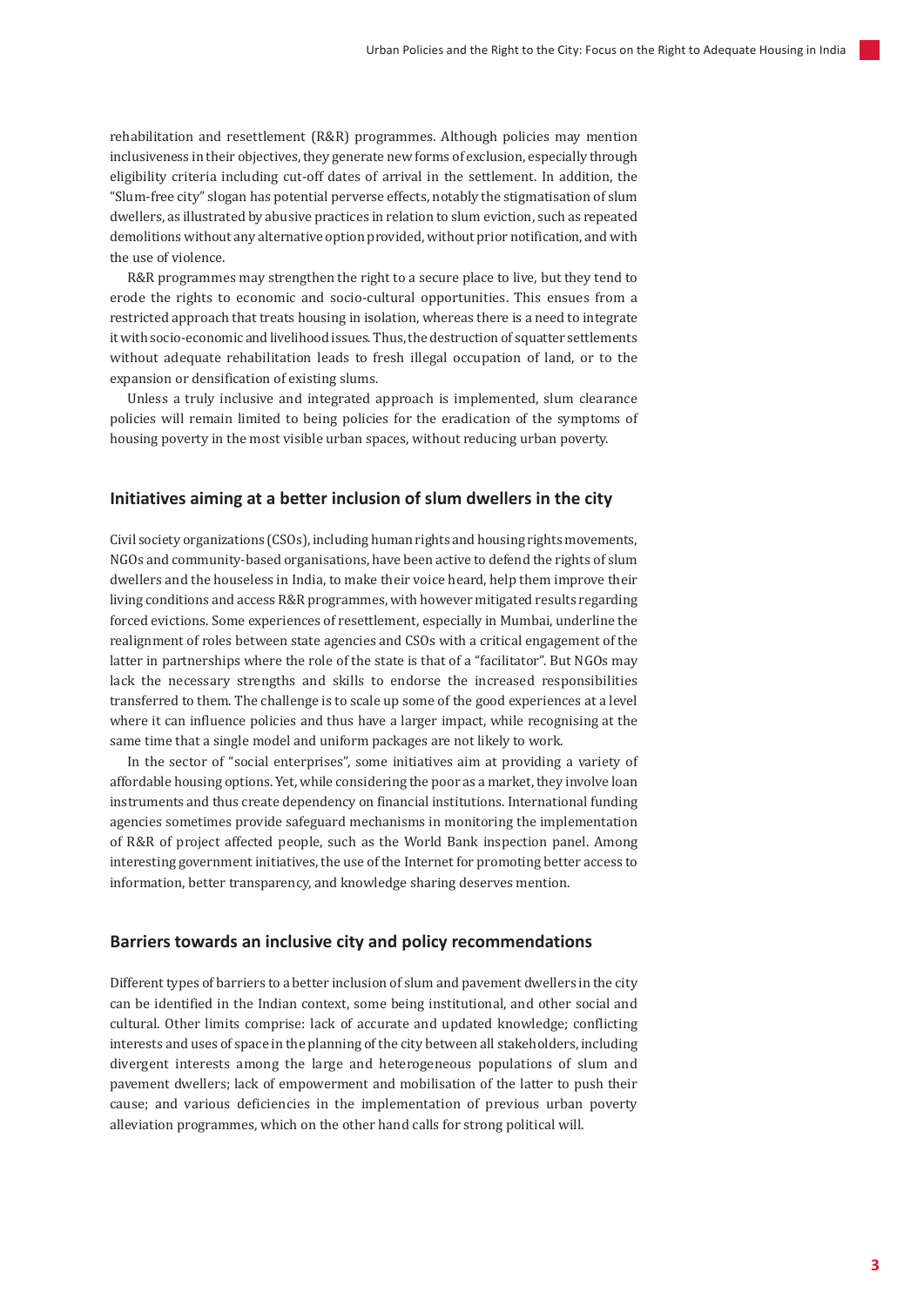rehabilitation and resettlement (R&R) programmes. Although policies may mention inclusiveness in their objectives, they generate new forms of exclusion, especially through eligibility criteria including cut-off dates of arrival in the settlement. In addition, the "Slum-free city" slogan has potential perverse effects, notably the stigmatisation of slum dwellers, as illustrated by abusive practices in relation to slum eviction, such as repeated demolitions without any alternative option provided, without prior notification, and with the use of violence.

R&R programmes may strengthen the right to a secure place to live, but they tend to erode the rights to economic and socio-cultural opportunities. This ensues from a restricted approach that treats housing in isolation, whereas there is a need to integrate it with socio-economic and livelihood issues. Thus, the destruction of squatter settlements without adequate rehabilitation leads to fresh illegal occupation of land, or to the expansion or densification of existing slums.

Unless a truly inclusive and integrated approach is implemented, slum clearance policies will remain limited to being policies for the eradication of the symptoms of housing poverty in the most visible urban spaces, without reducing urban poverty.

## Initiatives aiming at a better inclusion of slum dwellers in the city

Civil society organizations (CSOs), including human rights and housing rights movements, NGOs and community-based organisations, have been active to defend the rights of slum dwellers and the houseless in India, to make their voice heard, help them improve their living conditions and access R&R programmes, with however mitigated results regarding forced evictions. Some experiences of resettlement, especially in Mumbai, underline the realignment of roles between state agencies and CSOs with a critical engagement of the latter in partnerships where the role of the state is that of a "facilitator". But NGOs may lack the necessary strengths and skills to endorse the increased responsibilities transferred to them. The challenge is to scale up some of the good experiences at a level where it can influence policies and thus have a larger impact, while recognising at the same time that a single model and uniform packages are not likely to work.

In the sector of "social enterprises", some initiatives aim at providing a variety of affordable housing options. Yet, while considering the poor as a market, they involve loan instruments and thus create dependency on financial institutions. International funding agencies sometimes provide safeguard mechanisms in monitoring the implementation of R&R of project affected people, such as the World Bank inspection panel. Among interesting government initiatives, the use of the Internet for promoting better access to information, better transparency, and knowledge sharing deserves mention.

## Barriers towards an inclusive city and policy recommendations

Different types of barriers to a better inclusion of slum and pavement dwellers in the city can be identified in the Indian context, some being institutional, and other social and cultural. Other limits comprise: lack of accurate and updated knowledge; conflicting interests and uses of space in the planning of the city between all stakeholders, including divergent interests among the large and heterogeneous populations of slum and pavement dwellers; lack of empowerment and mobilisation of the latter to push their cause; and various deficiencies in the implementation of previous urban poverty alleviation programmes, which on the other hand calls for strong political will.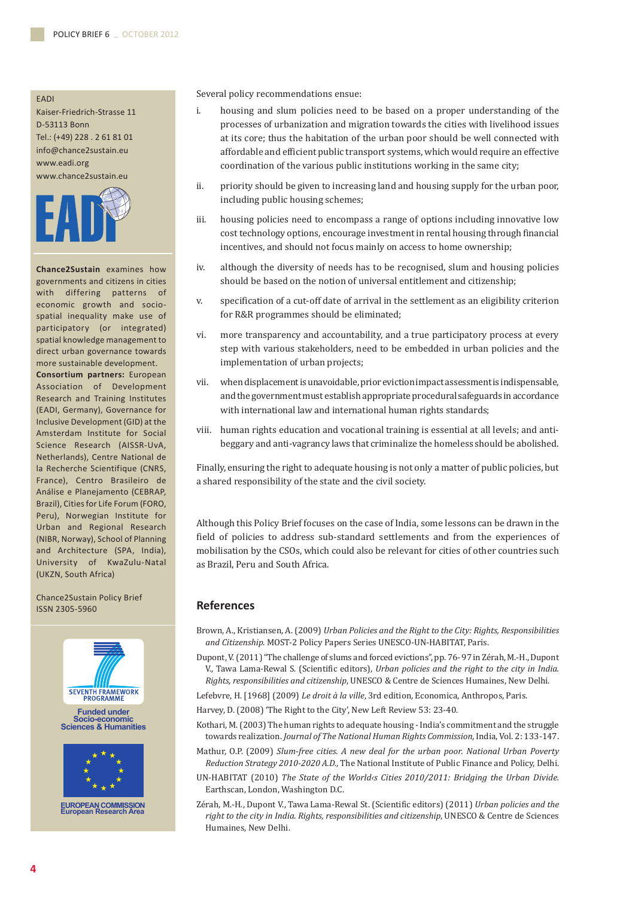EADI
Kaiser-Friedrich-Strasse 11
D-53113 Bonn
Tel.: (+49) 228 . 2 61 81 01
info@chance2sustain.eu
www.eadi.org
www.chance2sustain.eu

**Chance2Sustain** examines how governments and citizens in cities with differing patterns of economic growth and socio-spatial inequality make use of participatory (or integrated) spatial knowledge management to direct urban governance towards more sustainable development. **Consortium partners:** European Association of Development Research and Training Institutes (EADI, Germany), Governance for Inclusive Development (GID) at the Amsterdam Institute for Social Science Research (AISSR-UvA, Netherlands), Centre National de la Recherche Scientifique (CNRS, France), Centro Brasileiro de Análise e Planejamento (CEBRAP, Brazil), Cities for Life Forum (FORO, Peru), Norwegian Institute for Urban and Regional Research (NIBR, Norway), School of Planning and Architecture (SPA, India), University of KwaZulu-Natal (UKZN, South Africa)

Chance2Sustain Policy Brief
ISSN 2305-5960

SEVENTH FRAMEWORK PROGRAMME

Funded under Socio-economic Sciences & Humanities

EUROPEAN COMMISSION
European Research Area

Several policy recommendations ensue:

i. housing and slum policies need to be based on a proper understanding of the processes of urbanization and migration towards the cities with livelihood issues at its core; thus the habitation of the urban poor should be well connected with affordable and efficient public transport systems, which would require an effective coordination of the various public institutions working in the same city;

ii. priority should be given to increasing land and housing supply for the urban poor, including public housing schemes;

iii. housing policies need to encompass a range of options including innovative low cost technology options, encourage investment in rental housing through financial incentives, and should not focus mainly on access to home ownership;

iv. although the diversity of needs has to be recognised, slum and housing policies should be based on the notion of universal entitlement and citizenship;

v. specification of a cut-off date of arrival in the settlement as an eligibility criterion for R&R programmes should be eliminated;

vi. more transparency and accountability, and a true participatory process at every step with various stakeholders, need to be embedded in urban policies and the implementation of urban projects;

vii. when displacement is unavoidable, prior eviction impact assessment is indispensable, and the government must establish appropriate procedural safeguards in accordance with international law and international human rights standards;

viii. human rights education and vocational training is essential at all levels; and anti-beggary and anti-vagrancy laws that criminalize the homeless should be abolished.

Finally, ensuring the right to adequate housing is not only a matter of public policies, but a shared responsibility of the state and the civil society.

Although this Policy Brief focuses on the case of India, some lessons can be drawn in the field of policies to address sub-standard settlements and from the experiences of mobilisation by the CSOs, which could also be relevant for cities of other countries such as Brazil, Peru and South Africa.

## References

Brown, A., Kristiansen, A. (2009) *Urban Policies and the Right to the City: Rights, Responsibilities and Citizenship.* MOST-2 Policy Papers Series UNESCO-UN-HABITAT, Paris.

Dupont, V. (2011) "The challenge of slums and forced evictions", pp. 76- 97 in Zérah, M.-H., Dupont V., Tawa Lama-Rewal S. (Scientific editors), *Urban policies and the right to the city in India. Rights, responsibilities and citizenship*, UNESCO & Centre de Sciences Humaines, New Delhi.

Lefebvre, H. [1968] (2009) *Le droit à la ville*, 3rd edition, Economica, Anthropos, Paris.

Harvey, D. (2008) 'The Right to the City', New Left Review 53: 23-40.

Kothari, M. (2003) The human rights to adequate housing - India's commitment and the struggle towards realization. *Journal of The National Human Rights Commission*, India, Vol. 2: 133-147.

Mathur, O.P. (2009) *Slum-free cities. A new deal for the urban poor. National Urban Poverty Reduction Strategy 2010-2020 A.D.*, The National Institute of Public Finance and Policy, Delhi.

UN-HABITAT (2010) *The State of the World‹s Cities 2010/2011: Bridging the Urban Divide.* Earthscan, London, Washington D.C.

Zérah, M.-H., Dupont V., Tawa Lama-Rewal St. (Scientific editors) (2011) *Urban policies and the right to the city in India. Rights, responsibilities and citizenship*, UNESCO & Centre de Sciences Humaines, New Delhi.